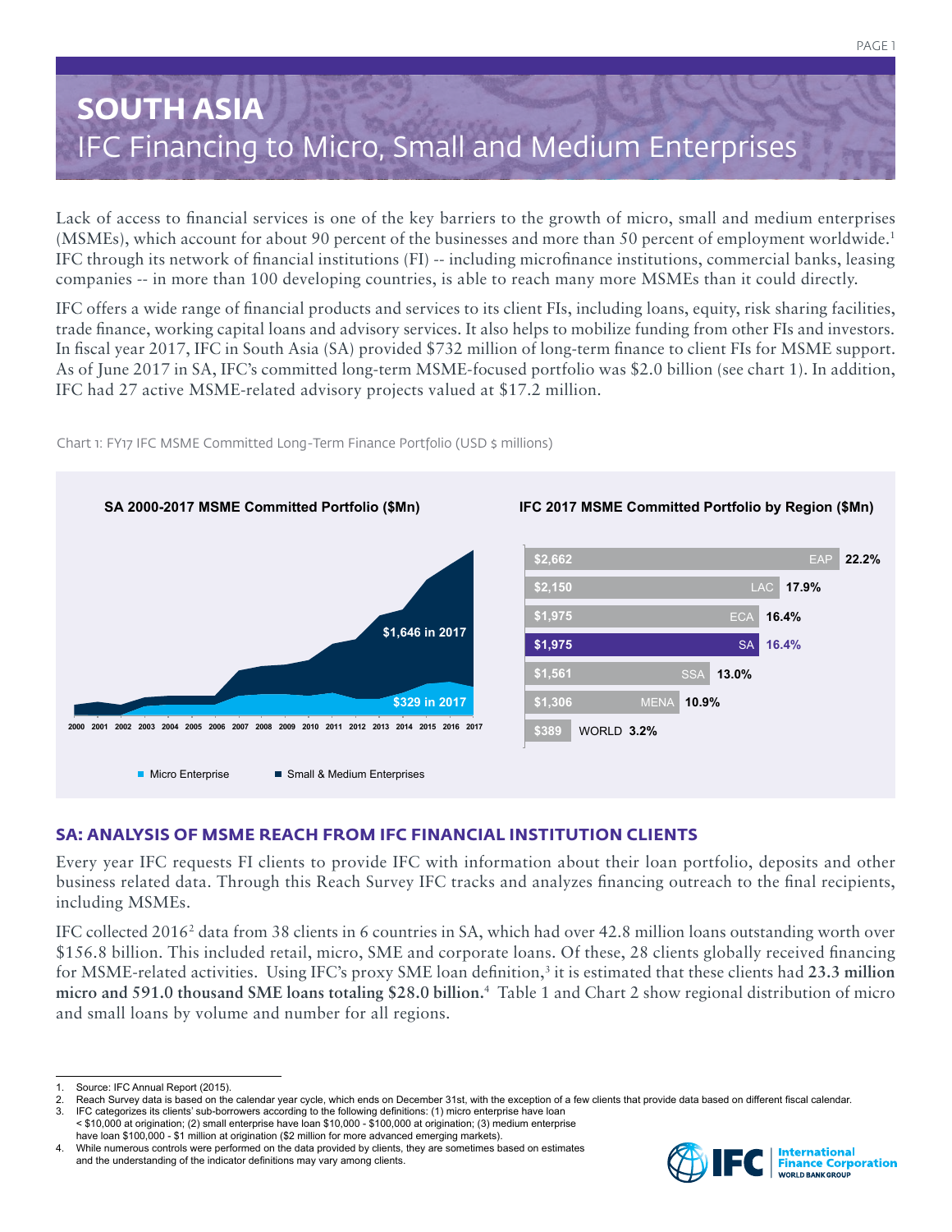# SOUTH ASIA

## IFC Financing to Micro, Small and Medium Enterprises

Lack of access to financial services is one of the key barriers to the growth of micro, small and medium enterprises (MSMEs), which account for about 90 percent of the businesses and more than 50 percent of employment worldwide.[1] IFC through its network of financial institutions (FI) -- including microfinance institutions, commercial banks, leasing companies -- in more than 100 developing countries, is able to reach many more MSMEs than it could directly.

IFC offers a wide range of financial products and services to its client FIs, including loans, equity, risk sharing facilities, trade finance, working capital loans and advisory services. It also helps to mobilize funding from other FIs and investors. In fiscal year 2017, IFC in South Asia (SA) provided $732 million of long-term finance to client FIs for MSME support. As of June 2017 in SA, IFC's committed long-term MSME-focused portfolio was $2.0 billion (see chart 1). In addition, IFC had 27 active MSME-related advisory projects valued at $17.2 million.

Chart 1: FY17 IFC MSME Committed Long-Term Finance Portfolio (USD $ millions)

**SA 2000-2017 MSME Committed Portfolio ($Mn)**

- $1,646 in 2017 (Small & Medium Enterprises)
- $329 in 2017 (Micro Enterprise)

**IFC 2017 MSME Committed Portfolio by Region ($Mn)**

| Region | $Mn | Share |
|---|---|---|
| EAP | $2,662 | 22.2% |
| LAC | $2,150 | 17.9% |
| ECA | $1,975 | 16.4% |
| SA | $1,975 | 16.4% |
| SSA | $1,561 | 13.0% |
| MENA | $1,306 | 10.9% |
| WORLD | $389 | 3.2% |

## SA: ANALYSIS OF MSME REACH FROM IFC FINANCIAL INSTITUTION CLIENTS

Every year IFC requests FI clients to provide IFC with information about their loan portfolio, deposits and other business related data. Through this Reach Survey IFC tracks and analyzes financing outreach to the final recipients, including MSMEs.

IFC collected 2016[2] data from 38 clients in 6 countries in SA, which had over 42.8 million loans outstanding worth over $156.8 billion. This included retail, micro, SME and corporate loans. Of these, 28 clients globally received financing for MSME-related activities. Using IFC's proxy SME loan definition,[3] it is estimated that these clients had **23.3 million micro and 591.0 thousand SME loans totaling $28.0 billion.**[4] Table 1 and Chart 2 show regional distribution of micro and small loans by volume and number for all regions.

---

1. Source: IFC Annual Report (2015).
2. Reach Survey data is based on the calendar year cycle, which ends on December 31st, with the exception of a few clients that provide data based on different fiscal calendar.
3. IFC categorizes its clients' sub-borrowers according to the following definitions: (1) micro enterprise have loan < $10,000 at origination; (2) small enterprise have loan $10,000 - $100,000 at origination; (3) medium enterprise have loan $100,000 - $1 million at origination ($2 million for more advanced emerging markets).
4. While numerous controls were performed on the data provided by clients, they are sometimes based on estimates and the understanding of the indicator definitions may vary among clients.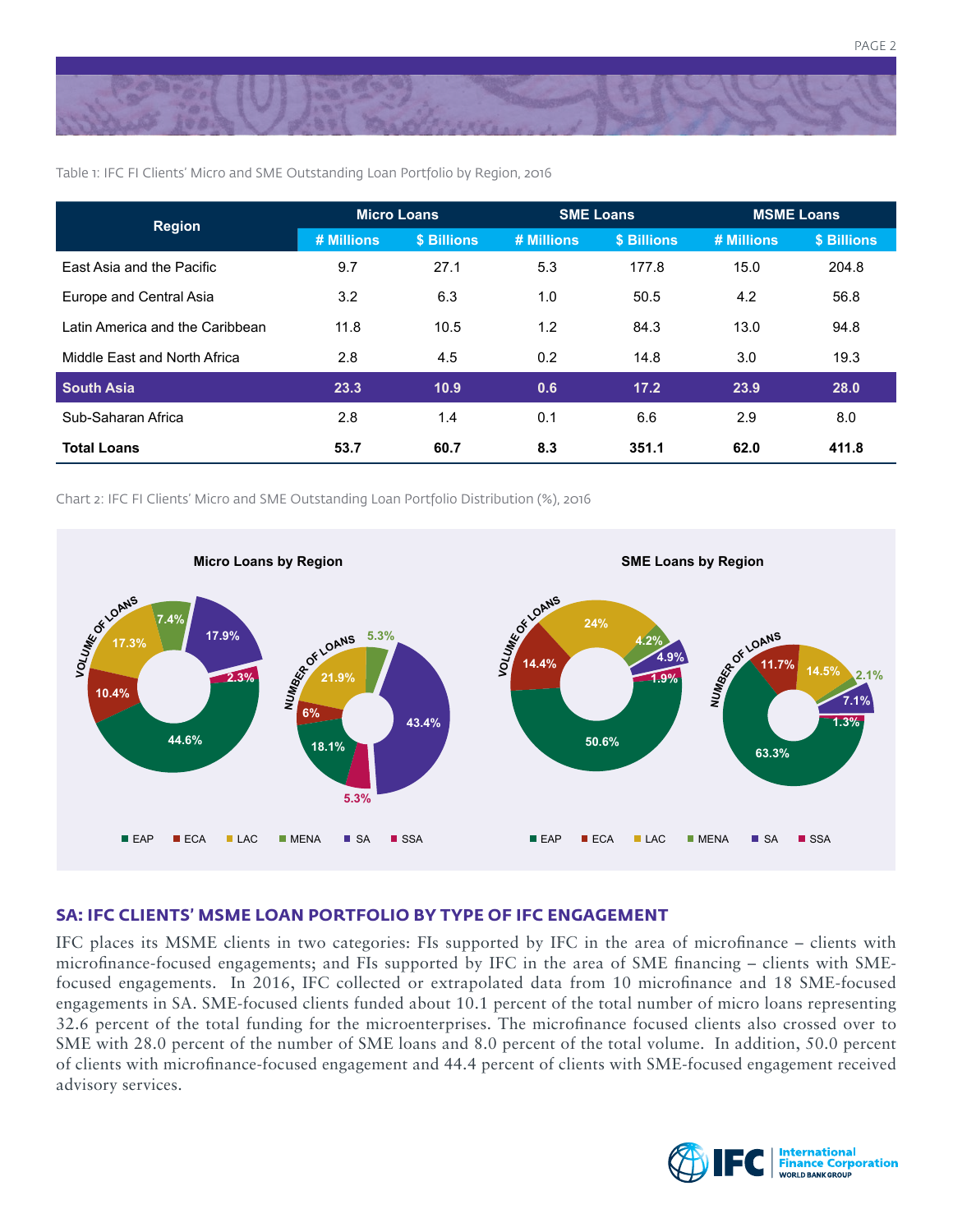Table 1: IFC FI Clients' Micro and SME Outstanding Loan Portfolio by Region, 2016

| Region | Micro Loans | | SME Loans | | MSME Loans | |
|---|---|---|---|---|---|---|
| | # Millions | $ Billions | # Millions | $ Billions | # Millions | $ Billions |
| East Asia and the Pacific | 9.7 | 27.1 | 5.3 | 177.8 | 15.0 | 204.8 |
| Europe and Central Asia | 3.2 | 6.3 | 1.0 | 50.5 | 4.2 | 56.8 |
| Latin America and the Caribbean | 11.8 | 10.5 | 1.2 | 84.3 | 13.0 | 94.8 |
| Middle East and North Africa | 2.8 | 4.5 | 0.2 | 14.8 | 3.0 | 19.3 |
| **South Asia** | **23.3** | **10.9** | **0.6** | **17.2** | **23.9** | **28.0** |
| Sub-Saharan Africa | 2.8 | 1.4 | 0.1 | 6.6 | 2.9 | 8.0 |
| **Total Loans** | **53.7** | **60.7** | **8.3** | **351.1** | **62.0** | **411.8** |

Chart 2: IFC FI Clients' Micro and SME Outstanding Loan Portfolio Distribution (%), 2016

**Micro Loans by Region**

| Region | Volume of Loans | Number of Loans |
|---|---|---|
| EAP | 44.6% | 18.1% |
| ECA | 10.4% | 6% |
| LAC | 17.3% | 21.9% |
| MENA | 7.4% | 5.3% |
| SA | 17.9% | 43.4% |
| SSA | 2.3% | 5.3% |

**SME Loans by Region**

| Region | Volume of Loans | Number of Loans |
|---|---|---|
| EAP | 50.6% | 63.3% |
| ECA | 14.4% | 11.7% |
| LAC | 24% | 14.5% |
| MENA | 4.2% | 2.1% |
| SA | 4.9% | 7.1% |
| SSA | 1.9% | 1.3% |

## SA: IFC CLIENTS' MSME LOAN PORTFOLIO BY TYPE OF IFC ENGAGEMENT

IFC places its MSME clients in two categories: FIs supported by IFC in the area of microfinance – clients with microfinance-focused engagements; and FIs supported by IFC in the area of SME financing – clients with SME-focused engagements. In 2016, IFC collected or extrapolated data from 10 microfinance and 18 SME-focused engagements in SA. SME-focused clients funded about 10.1 percent of the total number of micro loans representing 32.6 percent of the total funding for the microenterprises. The microfinance focused clients also crossed over to SME with 28.0 percent of the number of SME loans and 8.0 percent of the total volume. In addition, 50.0 percent of clients with microfinance-focused engagement and 44.4 percent of clients with SME-focused engagement received advisory services.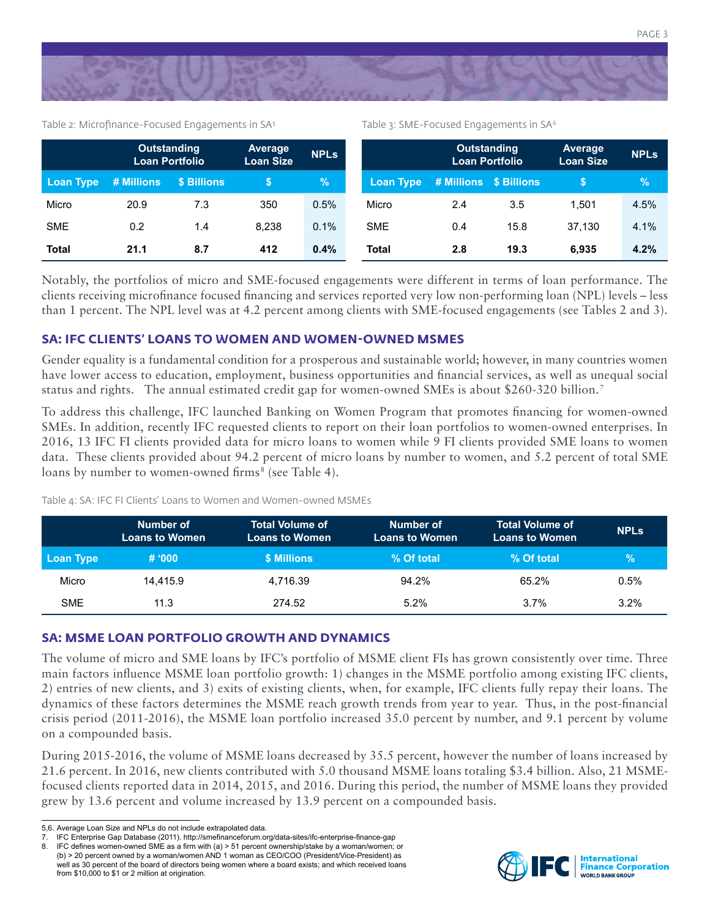Table 2: Microfinance-Focused Engagements in SA[5]

| | Outstanding Loan Portfolio | | Average Loan Size | NPLs |
|---|---|---|---|---|
| Loan Type | # Millions | $ Billions | $ | % |
| Micro | 20.9 | 7.3 | 350 | 0.5% |
| SME | 0.2 | 1.4 | 8,238 | 0.1% |
| **Total** | **21.1** | **8.7** | **412** | **0.4%** |

Table 3: SME-Focused Engagements in SA[6]

| | Outstanding Loan Portfolio | | Average Loan Size | NPLs |
|---|---|---|---|---|
| Loan Type | # Millions | $ Billions | $ | % |
| Micro | 2.4 | 3.5 | 1,501 | 4.5% |
| SME | 0.4 | 15.8 | 37,130 | 4.1% |
| **Total** | **2.8** | **19.3** | **6,935** | **4.2%** |

Notably, the portfolios of micro and SME-focused engagements were different in terms of loan performance. The clients receiving microfinance focused financing and services reported very low non-performing loan (NPL) levels – less than 1 percent. The NPL level was at 4.2 percent among clients with SME-focused engagements (see Tables 2 and 3).

## SA: IFC CLIENTS' LOANS TO WOMEN AND WOMEN-OWNED MSMES

Gender equality is a fundamental condition for a prosperous and sustainable world; however, in many countries women have lower access to education, employment, business opportunities and financial services, as well as unequal social status and rights. The annual estimated credit gap for women-owned SMEs is about $260-320 billion.[7]

To address this challenge, IFC launched Banking on Women Program that promotes financing for women-owned SMEs. In addition, recently IFC requested clients to report on their loan portfolios to women-owned enterprises. In 2016, 13 IFC FI clients provided data for micro loans to women while 9 FI clients provided SME loans to women data. These clients provided about 94.2 percent of micro loans by number to women, and 5.2 percent of total SME loans by number to women-owned firms[8] (see Table 4).

Table 4: SA: IFC FI Clients' Loans to Women and Women-owned MSMEs

| | Number of Loans to Women | Total Volume of Loans to Women | Number of Loans to Women | Total Volume of Loans to Women | NPLs |
|---|---|---|---|---|---|
| Loan Type | # '000 | $ Millions | % Of total | % Of total | % |
| Micro | 14,415.9 | 4,716.39 | 94.2% | 65.2% | 0.5% |
| SME | 11.3 | 274.52 | 5.2% | 3.7% | 3.2% |

## SA: MSME LOAN PORTFOLIO GROWTH AND DYNAMICS

The volume of micro and SME loans by IFC's portfolio of MSME client FIs has grown consistently over time. Three main factors influence MSME loan portfolio growth: 1) changes in the MSME portfolio among existing IFC clients, 2) entries of new clients, and 3) exits of existing clients, when, for example, IFC clients fully repay their loans. The dynamics of these factors determines the MSME reach growth trends from year to year. Thus, in the post-financial crisis period (2011-2016), the MSME loan portfolio increased 35.0 percent by number, and 9.1 percent by volume on a compounded basis.

During 2015-2016, the volume of MSME loans decreased by 35.5 percent, however the number of loans increased by 21.6 percent. In 2016, new clients contributed with 5.0 thousand MSME loans totaling $3.4 billion. Also, 21 MSME-focused clients reported data in 2014, 2015, and 2016. During this period, the number of MSME loans they provided grew by 13.6 percent and volume increased by 13.9 percent on a compounded basis.

---

5,6. Average Loan Size and NPLs do not include extrapolated data.
7. IFC Enterprise Gap Database (2011). http://smefinanceforum.org/data-sites/ifc-enterprise-finance-gap
8. IFC defines women-owned SME as a firm with (a) > 51 percent ownership/stake by a woman/women; or (b) > 20 percent owned by a woman/women AND 1 woman as CEO/COO (President/Vice-President) as well as 30 percent of the board of directors being women where a board exists; and which received loans from $10,000 to $1 or 2 million at origination.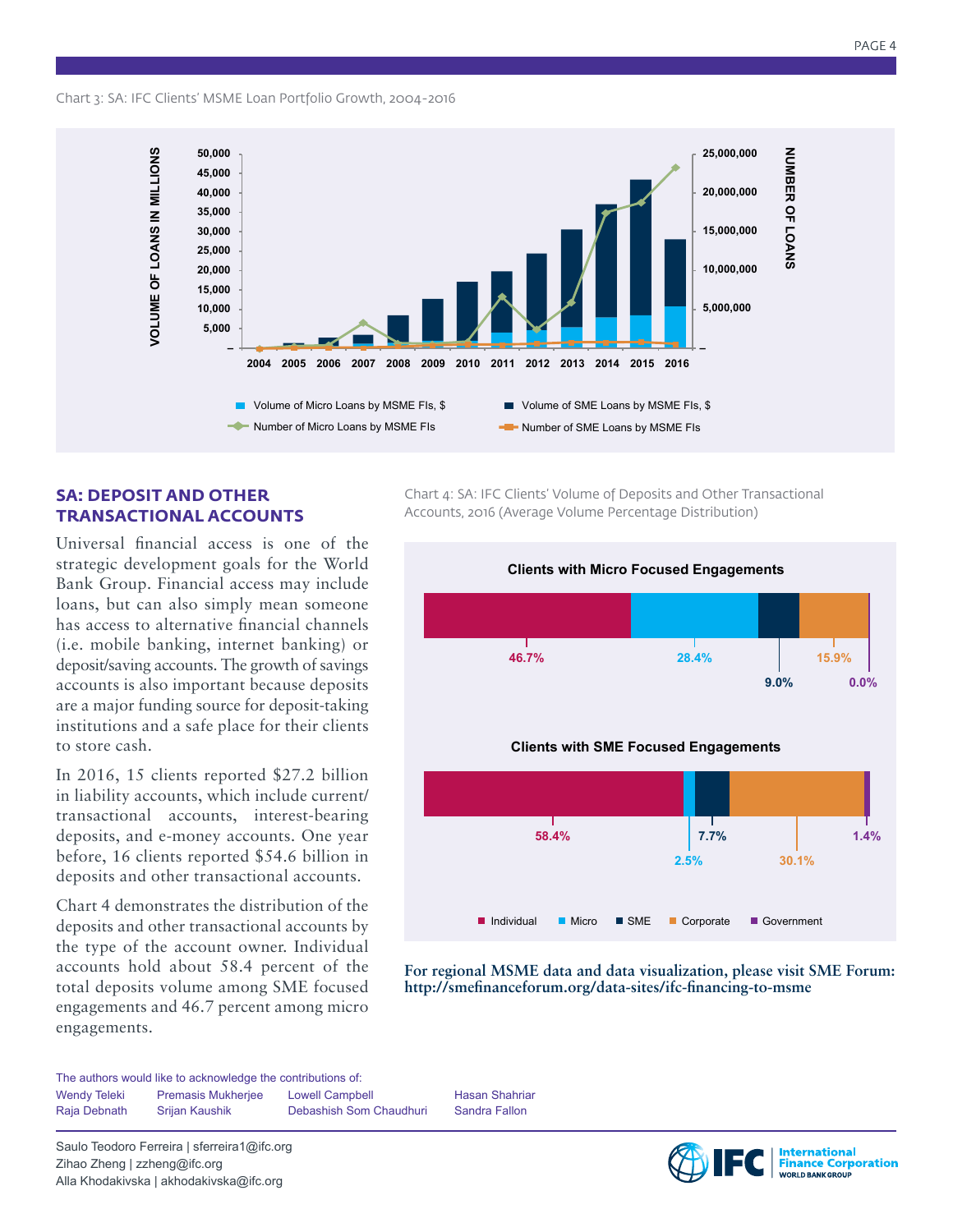Chart 3: SA: IFC Clients' MSME Loan Portfolio Growth, 2004-2016

VOLUME OF LOANS IN MILLIONS

50,000
45,000
40,000
35,000
30,000
25,000
20,000
15,000
10,000
5,000
–

NUMBER OF LOANS

25,000,000
20,000,000
15,000,000
10,000,000
5,000,000
–

2004 2005 2006 2007 2008 2009 2010 2011 2012 2013 2014 2015 2016

Volume of Micro Loans by MSME FIs, $
Volume of SME Loans by MSME FIs, $
Number of Micro Loans by MSME FIs
Number of SME Loans by MSME FIs

## SA: DEPOSIT AND OTHER TRANSACTIONAL ACCOUNTS

Universal financial access is one of the strategic development goals for the World Bank Group. Financial access may include loans, but can also simply mean someone has access to alternative financial channels (i.e. mobile banking, internet banking) or deposit/saving accounts. The growth of savings accounts is also important because deposits are a major funding source for deposit-taking institutions and a safe place for their clients to store cash.

In 2016, 15 clients reported $27.2 billion in liability accounts, which include current/transactional accounts, interest-bearing deposits, and e-money accounts. One year before, 16 clients reported $54.6 billion in deposits and other transactional accounts.

Chart 4 demonstrates the distribution of the deposits and other transactional accounts by the type of the account owner. Individual accounts hold about 58.4 percent of the total deposits volume among SME focused engagements and 46.7 percent among micro engagements.

Chart 4: SA: IFC Clients' Volume of Deposits and Other Transactional Accounts, 2016 (Average Volume Percentage Distribution)

Clients with Micro Focused Engagements

46.7%
28.4%
9.0%
15.9%
0.0%

Clients with SME Focused Engagements

58.4%
2.5%
7.7%
30.1%
1.4%

Individual
Micro
SME
Corporate
Government

**For regional MSME data and data visualization, please visit SME Forum: http://smefinanceforum.org/data-sites/ifc-financing-to-msme**

The authors would like to acknowledge the contributions of:

Wendy Teleki, Premasis Mukherjee, Lowell Campbell, Hasan Shahriar, Raja Debnath, Srijan Kaushik, Debashish Som Chaudhuri, Sandra Fallon

Saulo Teodoro Ferreira | sferreira1@ifc.org
Zihao Zheng | zzheng@ifc.org
Alla Khodakivska | akhodakivska@ifc.org

IFC International Finance Corporation WORLD BANK GROUP